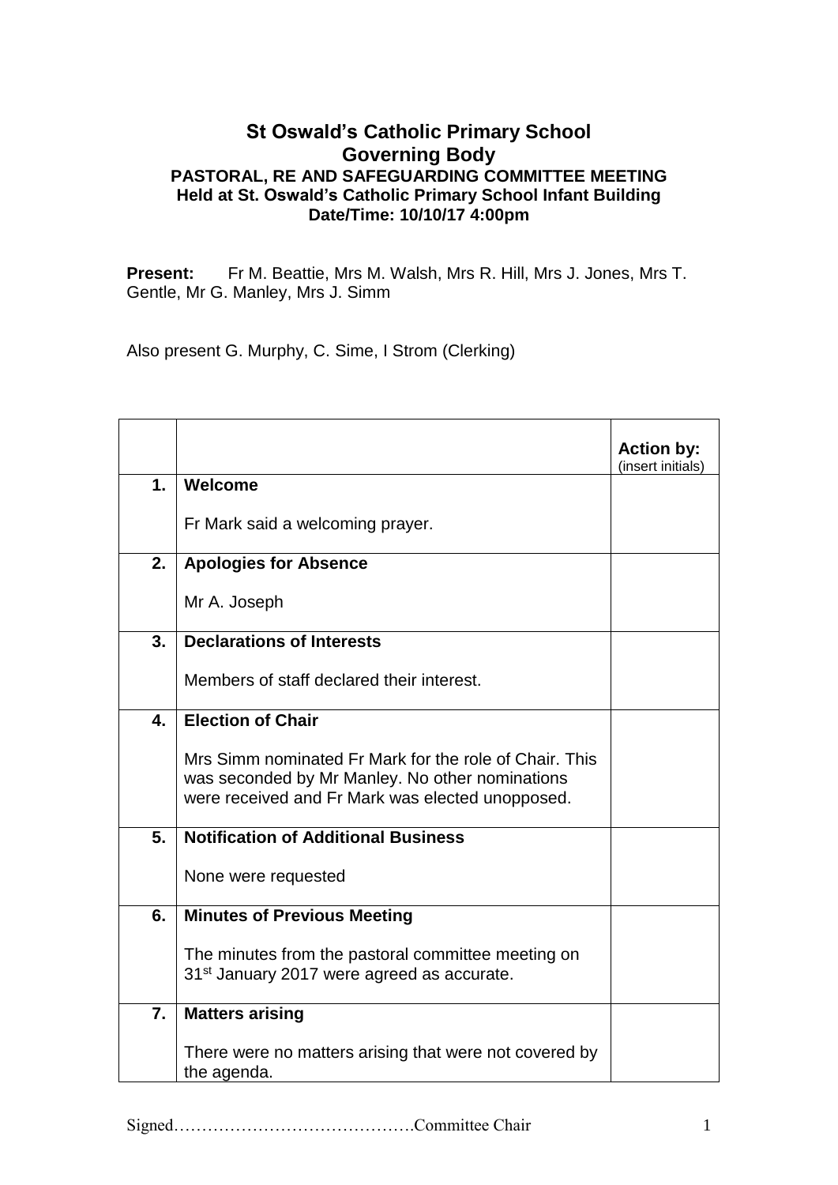# St Oswald's Catholic Primary School
## Governing Body
### PASTORAL, RE AND SAFEGUARDING COMMITTEE MEETING
### Held at St. Oswald's Catholic Primary School Infant Building
### Date/Time: 10/10/17 4:00pm

**Present:** Fr M. Beattie, Mrs M. Walsh, Mrs R. Hill, Mrs J. Jones, Mrs T. Gentle, Mr G. Manley, Mrs J. Simm

Also present G. Murphy, C. Sime, I Strom (Clerking)

| | | **Action by:** (insert initials) |
|---|---|---|
| **1.** | **Welcome**<br><br>Fr Mark said a welcoming prayer. | |
| **2.** | **Apologies for Absence**<br><br>Mr A. Joseph | |
| **3.** | **Declarations of Interests**<br><br>Members of staff declared their interest. | |
| **4.** | **Election of Chair**<br><br>Mrs Simm nominated Fr Mark for the role of Chair. This was seconded by Mr Manley. No other nominations were received and Fr Mark was elected unopposed. | |
| **5.** | **Notification of Additional Business**<br><br>None were requested | |
| **6.** | **Minutes of Previous Meeting**<br><br>The minutes from the pastoral committee meeting on 31st January 2017 were agreed as accurate. | |
| **7.** | **Matters arising**<br><br>There were no matters arising that were not covered by the agenda. | |

Signed…………………………………….Committee Chair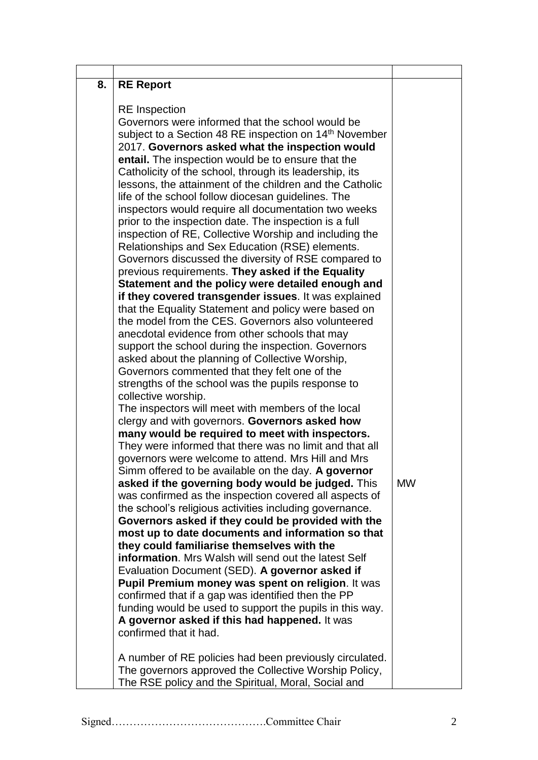| | | |
|---|---|---|
| **8.** | **RE Report**<br><br>RE Inspection<br>Governors were informed that the school would be subject to a Section 48 RE inspection on 14th November 2017. **Governors asked what the inspection would entail.** The inspection would be to ensure that the Catholicity of the school, through its leadership, its lessons, the attainment of the children and the Catholic life of the school follow diocesan guidelines. The inspectors would require all documentation two weeks prior to the inspection date. The inspection is a full inspection of RE, Collective Worship and including the Relationships and Sex Education (RSE) elements. Governors discussed the diversity of RSE compared to previous requirements. **They asked if the Equality Statement and the policy were detailed enough and if they covered transgender issues**. It was explained that the Equality Statement and policy were based on the model from the CES. Governors also volunteered anecdotal evidence from other schools that may support the school during the inspection. Governors asked about the planning of Collective Worship, Governors commented that they felt one of the strengths of the school was the pupils response to collective worship.<br>The inspectors will meet with members of the local clergy and with governors. **Governors asked how many would be required to meet with inspectors.** They were informed that there was no limit and that all governors were welcome to attend. Mrs Hill and Mrs Simm offered to be available on the day. **A governor asked if the governing body would be judged.** This was confirmed as the inspection covered all aspects of the school's religious activities including governance. **Governors asked if they could be provided with the most up to date documents and information so that they could familiarise themselves with the information**. Mrs Walsh will send out the latest Self Evaluation Document (SED). **A governor asked if Pupil Premium money was spent on religion**. It was confirmed that if a gap was identified then the PP funding would be used to support the pupils in this way. **A governor asked if this had happened.** It was confirmed that it had.<br><br>A number of RE policies had been previously circulated. The governors approved the Collective Worship Policy, The RSE policy and the Spiritual, Moral, Social and | MW |

Signed……………………………………Committee Chair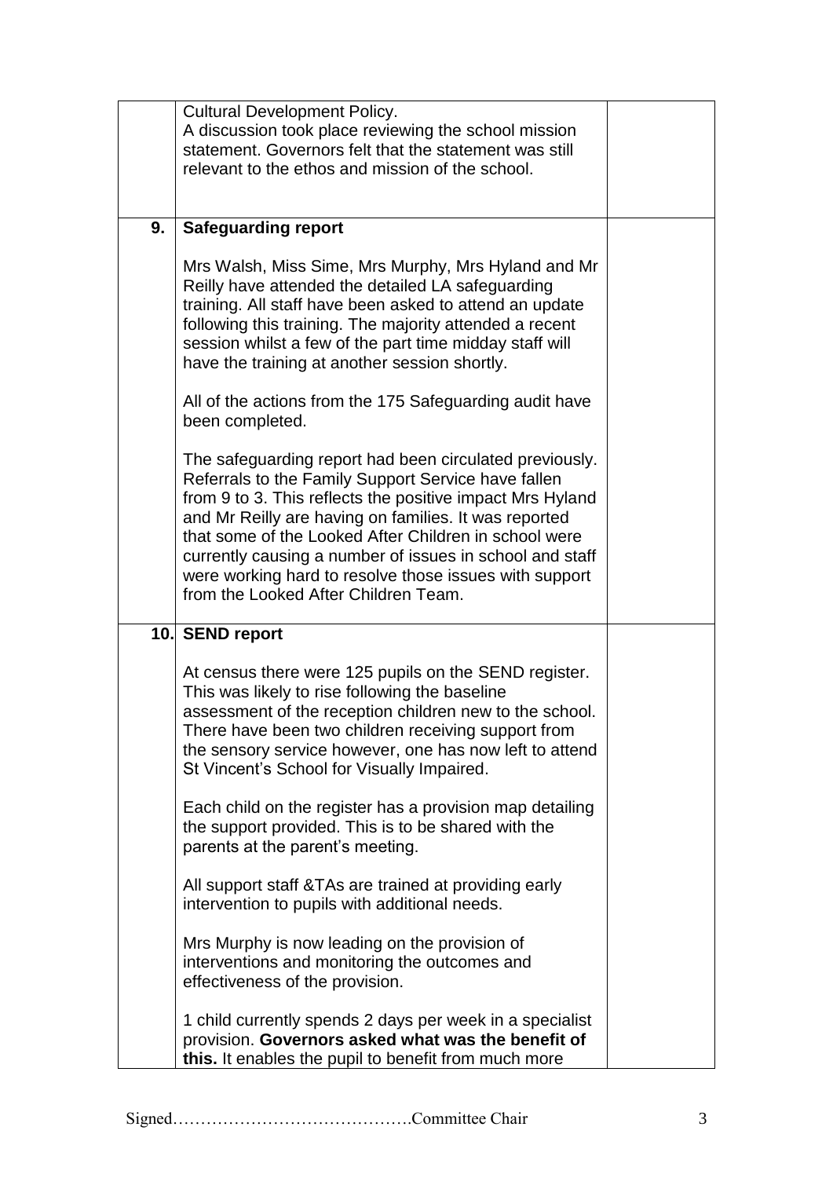| | | |
|---|---|---|
| | Cultural Development Policy.<br>A discussion took place reviewing the school mission statement. Governors felt that the statement was still relevant to the ethos and mission of the school. | |
| **9.** | **Safeguarding report**<br><br>Mrs Walsh, Miss Sime, Mrs Murphy, Mrs Hyland and Mr Reilly have attended the detailed LA safeguarding training. All staff have been asked to attend an update following this training. The majority attended a recent session whilst a few of the part time midday staff will have the training at another session shortly.<br><br>All of the actions from the 175 Safeguarding audit have been completed.<br><br>The safeguarding report had been circulated previously. Referrals to the Family Support Service have fallen from 9 to 3. This reflects the positive impact Mrs Hyland and Mr Reilly are having on families. It was reported that some of the Looked After Children in school were currently causing a number of issues in school and staff were working hard to resolve those issues with support from the Looked After Children Team. | |
| **10.** | **SEND report**<br><br>At census there were 125 pupils on the SEND register. This was likely to rise following the baseline assessment of the reception children new to the school. There have been two children receiving support from the sensory service however, one has now left to attend St Vincent's School for Visually Impaired.<br><br>Each child on the register has a provision map detailing the support provided. This is to be shared with the parents at the parent's meeting.<br><br>All support staff &TAs are trained at providing early intervention to pupils with additional needs.<br><br>Mrs Murphy is now leading on the provision of interventions and monitoring the outcomes and effectiveness of the provision.<br><br>1 child currently spends 2 days per week in a specialist provision. **Governors asked what was the benefit of this.** It enables the pupil to benefit from much more | |

Signed…………………………………….Committee Chair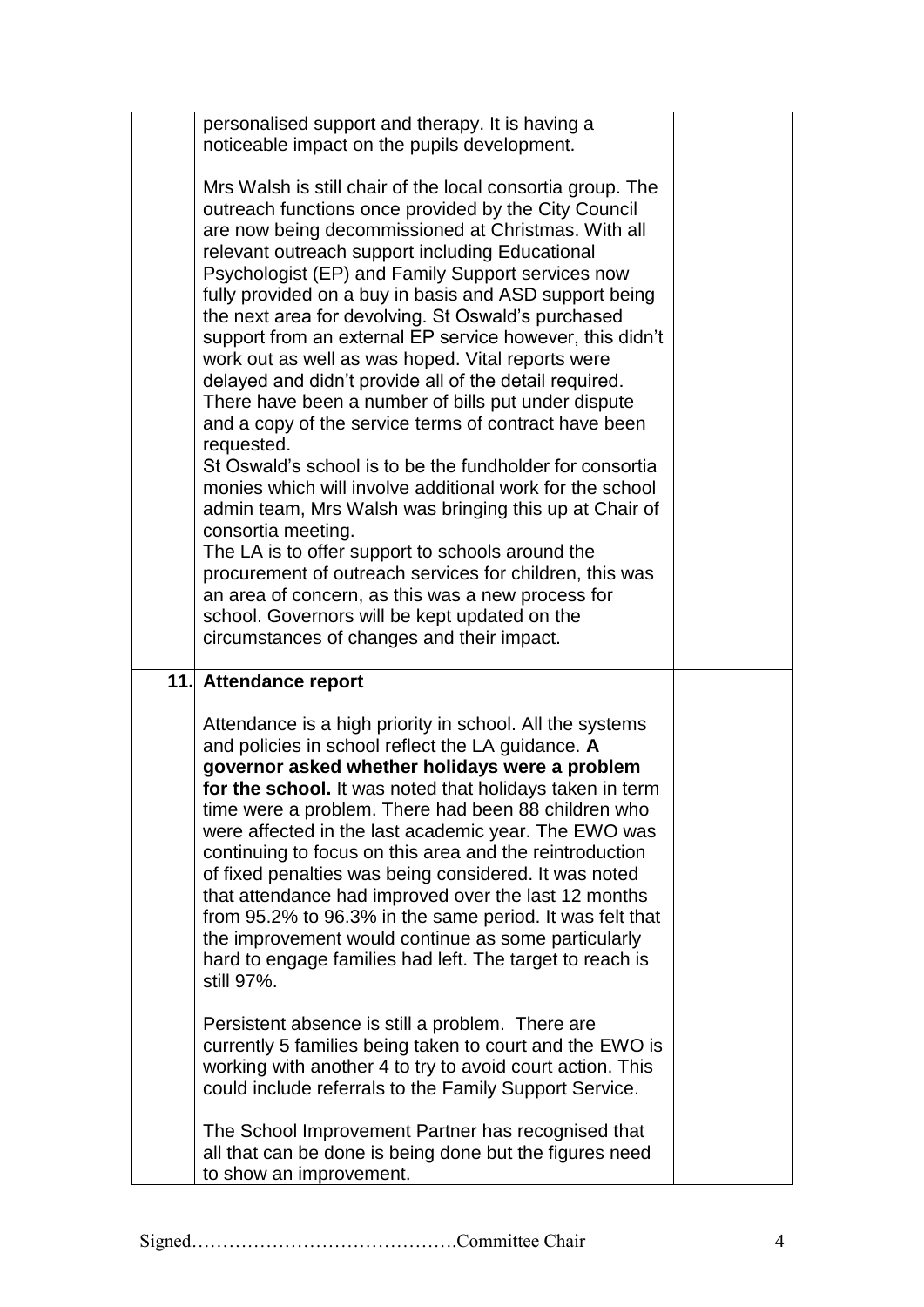| | | |
|---|---|---|
| | personalised support and therapy. It is having a noticeable impact on the pupils development.<br><br>Mrs Walsh is still chair of the local consortia group. The outreach functions once provided by the City Council are now being decommissioned at Christmas. With all relevant outreach support including Educational Psychologist (EP) and Family Support services now fully provided on a buy in basis and ASD support being the next area for devolving. St Oswald's purchased support from an external EP service however, this didn't work out as well as was hoped. Vital reports were delayed and didn't provide all of the detail required. There have been a number of bills put under dispute and a copy of the service terms of contract have been requested.<br>St Oswald's school is to be the fundholder for consortia monies which will involve additional work for the school admin team, Mrs Walsh was bringing this up at Chair of consortia meeting.<br>The LA is to offer support to schools around the procurement of outreach services for children, this was an area of concern, as this was a new process for school. Governors will be kept updated on the circumstances of changes and their impact. | |
| **11.** | **Attendance report**<br><br>Attendance is a high priority in school. All the systems and policies in school reflect the LA guidance. **A governor asked whether holidays were a problem for the school.** It was noted that holidays taken in term time were a problem. There had been 88 children who were affected in the last academic year. The EWO was continuing to focus on this area and the reintroduction of fixed penalties was being considered. It was noted that attendance had improved over the last 12 months from 95.2% to 96.3% in the same period. It was felt that the improvement would continue as some particularly hard to engage families had left. The target to reach is still 97%.<br><br>Persistent absence is still a problem. There are currently 5 families being taken to court and the EWO is working with another 4 to try to avoid court action. This could include referrals to the Family Support Service.<br><br>The School Improvement Partner has recognised that all that can be done is being done but the figures need to show an improvement. | |

Signed…………………………………….Committee Chair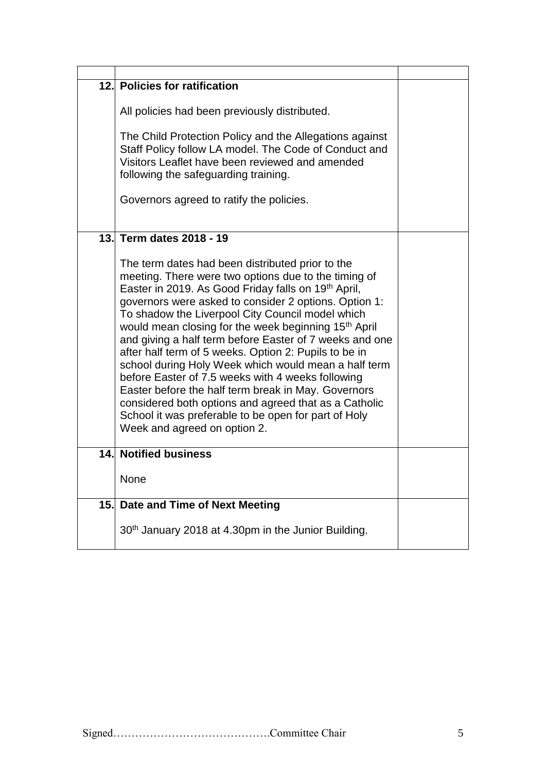| | | |
|---|---|---|
| **12.** | **Policies for ratification**<br><br>All policies had been previously distributed.<br><br>The Child Protection Policy and the Allegations against Staff Policy follow LA model. The Code of Conduct and Visitors Leaflet have been reviewed and amended following the safeguarding training.<br><br>Governors agreed to ratify the policies. | |
| **13.** | **Term dates 2018 - 19**<br><br>The term dates had been distributed prior to the meeting. There were two options due to the timing of Easter in 2019. As Good Friday falls on 19th April, governors were asked to consider 2 options. Option 1: To shadow the Liverpool City Council model which would mean closing for the week beginning 15th April and giving a half term before Easter of 7 weeks and one after half term of 5 weeks. Option 2: Pupils to be in school during Holy Week which would mean a half term before Easter of 7.5 weeks with 4 weeks following Easter before the half term break in May. Governors considered both options and agreed that as a Catholic School it was preferable to be open for part of Holy Week and agreed on option 2. | |
| **14.** | **Notified business**<br><br>None | |
| **15.** | **Date and Time of Next Meeting**<br><br>30th January 2018 at 4.30pm in the Junior Building. | |

Signed…………………………………….Committee Chair